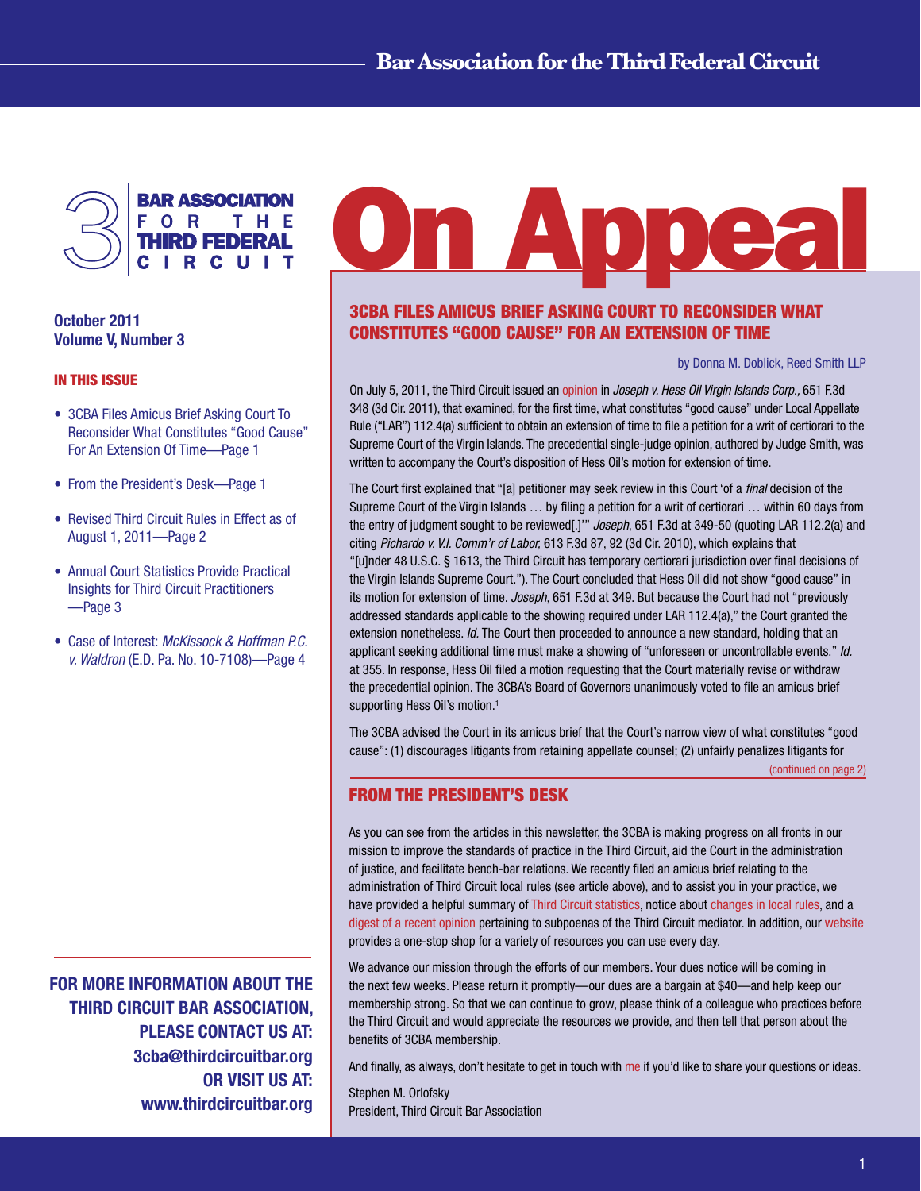# On Appeal

**Bar Association for the Third Federal Circuit**

**October 2011**
**Volume V, Number 3**

### IN THIS ISSUE

- 3CBA Files Amicus Brief Asking Court To Reconsider What Constitutes "Good Cause" For An Extension Of Time—Page 1
- From the President's Desk—Page 1
- Revised Third Circuit Rules in Effect as of August 1, 2011—Page 2
- Annual Court Statistics Provide Practical Insights for Third Circuit Practitioners —Page 3
- Case of Interest: *McKissock & Hoffman P.C. v. Waldron* (E.D. Pa. No. 10-7108)—Page 4

**FOR MORE INFORMATION ABOUT THE THIRD CIRCUIT BAR ASSOCIATION, PLEASE CONTACT US AT: 3cba@thirdcircuitbar.org OR VISIT US AT: www.thirdcircuitbar.org**

## 3CBA FILES AMICUS BRIEF ASKING COURT TO RECONSIDER WHAT CONSTITUTES "GOOD CAUSE" FOR AN EXTENSION OF TIME

by Donna M. Doblick, Reed Smith LLP

On July 5, 2011, the Third Circuit issued an opinion in *Joseph v. Hess Oil Virgin Islands Corp.,* 651 F.3d 348 (3d Cir. 2011), that examined, for the first time, what constitutes "good cause" under Local Appellate Rule ("LAR") 112.4(a) sufficient to obtain an extension of time to file a petition for a writ of certiorari to the Supreme Court of the Virgin Islands. The precedential single-judge opinion, authored by Judge Smith, was written to accompany the Court's disposition of Hess Oil's motion for extension of time.

The Court first explained that "[a] petitioner may seek review in this Court 'of a *final* decision of the Supreme Court of the Virgin Islands … by filing a petition for a writ of certiorari … within 60 days from the entry of judgment sought to be reviewed[.]'" *Joseph*, 651 F.3d at 349-50 (quoting LAR 112.2(a) and citing *Pichardo v. V.I. Comm'r of Labor,* 613 F.3d 87, 92 (3d Cir. 2010), which explains that "[u]nder 48 U.S.C. § 1613, the Third Circuit has temporary certiorari jurisdiction over final decisions of the Virgin Islands Supreme Court."). The Court concluded that Hess Oil did not show "good cause" in its motion for extension of time. *Joseph*, 651 F.3d at 349. But because the Court had not "previously addressed standards applicable to the showing required under LAR 112.4(a)," the Court granted the extension nonetheless. *Id.* The Court then proceeded to announce a new standard, holding that an applicant seeking additional time must make a showing of "unforeseen or uncontrollable events." *Id.* at 355. In response, Hess Oil filed a motion requesting that the Court materially revise or withdraw the precedential opinion. The 3CBA's Board of Governors unanimously voted to file an amicus brief supporting Hess Oil's motion.[1]

The 3CBA advised the Court in its amicus brief that the Court's narrow view of what constitutes "good cause": (1) discourages litigants from retaining appellate counsel; (2) unfairly penalizes litigants for

(continued on page 2)

## FROM THE PRESIDENT'S DESK

As you can see from the articles in this newsletter, the 3CBA is making progress on all fronts in our mission to improve the standards of practice in the Third Circuit, aid the Court in the administration of justice, and facilitate bench-bar relations. We recently filed an amicus brief relating to the administration of Third Circuit local rules (see article above), and to assist you in your practice, we have provided a helpful summary of Third Circuit statistics, notice about changes in local rules, and a digest of a recent opinion pertaining to subpoenas of the Third Circuit mediator. In addition, our website provides a one-stop shop for a variety of resources you can use every day.

We advance our mission through the efforts of our members. Your dues notice will be coming in the next few weeks. Please return it promptly—our dues are a bargain at $40—and help keep our membership strong. So that we can continue to grow, please think of a colleague who practices before the Third Circuit and would appreciate the resources we provide, and then tell that person about the benefits of 3CBA membership.

And finally, as always, don't hesitate to get in touch with me if you'd like to share your questions or ideas.

Stephen M. Orlofsky
President, Third Circuit Bar Association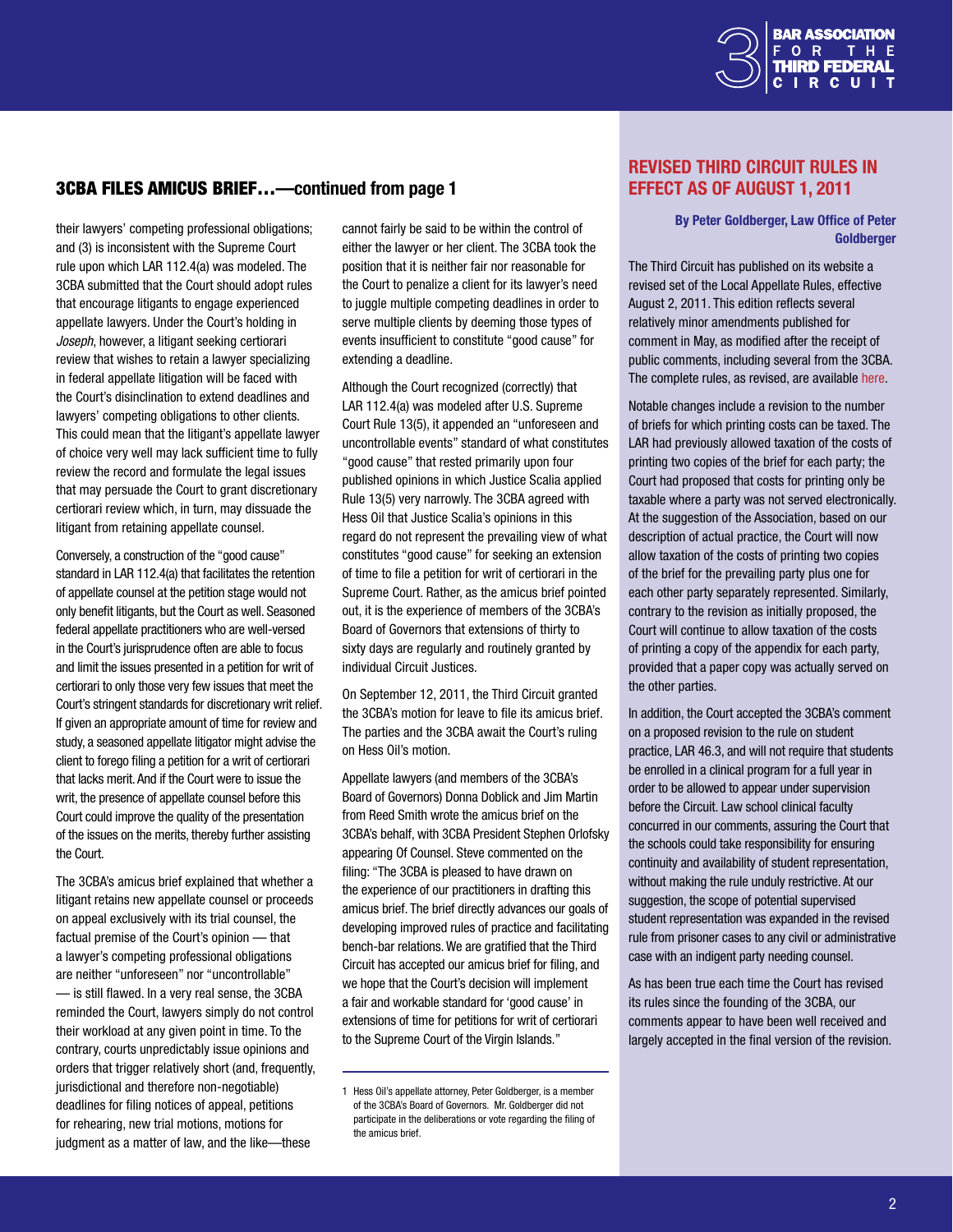## 3CBA FILES AMICUS BRIEF…—continued from page 1

their lawyers' competing professional obligations; and (3) is inconsistent with the Supreme Court rule upon which LAR 112.4(a) was modeled. The 3CBA submitted that the Court should adopt rules that encourage litigants to engage experienced appellate lawyers. Under the Court's holding in *Joseph*, however, a litigant seeking certiorari review that wishes to retain a lawyer specializing in federal appellate litigation will be faced with the Court's disinclination to extend deadlines and lawyers' competing obligations to other clients. This could mean that the litigant's appellate lawyer of choice very well may lack sufficient time to fully review the record and formulate the legal issues that may persuade the Court to grant discretionary certiorari review which, in turn, may dissuade the litigant from retaining appellate counsel.

Conversely, a construction of the "good cause" standard in LAR 112.4(a) that facilitates the retention of appellate counsel at the petition stage would not only benefit litigants, but the Court as well. Seasoned federal appellate practitioners who are well-versed in the Court's jurisprudence often are able to focus and limit the issues presented in a petition for writ of certiorari to only those very few issues that meet the Court's stringent standards for discretionary writ relief. If given an appropriate amount of time for review and study, a seasoned appellate litigator might advise the client to forego filing a petition for a writ of certiorari that lacks merit. And if the Court were to issue the writ, the presence of appellate counsel before this Court could improve the quality of the presentation of the issues on the merits, thereby further assisting the Court.

The 3CBA's amicus brief explained that whether a litigant retains new appellate counsel or proceeds on appeal exclusively with its trial counsel, the factual premise of the Court's opinion — that a lawyer's competing professional obligations are neither "unforeseen" nor "uncontrollable" — is still flawed. In a very real sense, the 3CBA reminded the Court, lawyers simply do not control their workload at any given point in time. To the contrary, courts unpredictably issue opinions and orders that trigger relatively short (and, frequently, jurisdictional and therefore non-negotiable) deadlines for filing notices of appeal, petitions for rehearing, new trial motions, motions for judgment as a matter of law, and the like—these cannot fairly be said to be within the control of either the lawyer or her client. The 3CBA took the position that it is neither fair nor reasonable for the Court to penalize a client for its lawyer's need to juggle multiple competing deadlines in order to serve multiple clients by deeming those types of events insufficient to constitute "good cause" for extending a deadline.

Although the Court recognized (correctly) that LAR 112.4(a) was modeled after U.S. Supreme Court Rule 13(5), it appended an "unforeseen and uncontrollable events" standard of what constitutes "good cause" that rested primarily upon four published opinions in which Justice Scalia applied Rule 13(5) very narrowly. The 3CBA agreed with Hess Oil that Justice Scalia's opinions in this regard do not represent the prevailing view of what constitutes "good cause" for seeking an extension of time to file a petition for writ of certiorari in the Supreme Court. Rather, as the amicus brief pointed out, it is the experience of members of the 3CBA's Board of Governors that extensions of thirty to sixty days are regularly and routinely granted by individual Circuit Justices.

On September 12, 2011, the Third Circuit granted the 3CBA's motion for leave to file its amicus brief. The parties and the 3CBA await the Court's ruling on Hess Oil's motion.

Appellate lawyers (and members of the 3CBA's Board of Governors) Donna Doblick and Jim Martin from Reed Smith wrote the amicus brief on the 3CBA's behalf, with 3CBA President Stephen Orlofsky appearing Of Counsel. Steve commented on the filing: "The 3CBA is pleased to have drawn on the experience of our practitioners in drafting this amicus brief. The brief directly advances our goals of developing improved rules of practice and facilitating bench-bar relations. We are gratified that the Third Circuit has accepted our amicus brief for filing, and we hope that the Court's decision will implement a fair and workable standard for 'good cause' in extensions of time for petitions for writ of certiorari to the Supreme Court of the Virgin Islands."

1 Hess Oil's appellate attorney, Peter Goldberger, is a member of the 3CBA's Board of Governors. Mr. Goldberger did not participate in the deliberations or vote regarding the filing of the amicus brief.

## REVISED THIRD CIRCUIT RULES IN EFFECT AS OF AUGUST 1, 2011

**By Peter Goldberger, Law Office of Peter Goldberger**

The Third Circuit has published on its website a revised set of the Local Appellate Rules, effective August 2, 2011. This edition reflects several relatively minor amendments published for comment in May, as modified after the receipt of public comments, including several from the 3CBA. The complete rules, as revised, are available here.

Notable changes include a revision to the number of briefs for which printing costs can be taxed. The LAR had previously allowed taxation of the costs of printing two copies of the brief for each party; the Court had proposed that costs for printing only be taxable where a party was not served electronically. At the suggestion of the Association, based on our description of actual practice, the Court will now allow taxation of the costs of printing two copies of the brief for the prevailing party plus one for each other party separately represented. Similarly, contrary to the revision as initially proposed, the Court will continue to allow taxation of the costs of printing a copy of the appendix for each party, provided that a paper copy was actually served on the other parties.

In addition, the Court accepted the 3CBA's comment on a proposed revision to the rule on student practice, LAR 46.3, and will not require that students be enrolled in a clinical program for a full year in order to be allowed to appear under supervision before the Circuit. Law school clinical faculty concurred in our comments, assuring the Court that the schools could take responsibility for ensuring continuity and availability of student representation, without making the rule unduly restrictive. At our suggestion, the scope of potential supervised student representation was expanded in the revised rule from prisoner cases to any civil or administrative case with an indigent party needing counsel.

As has been true each time the Court has revised its rules since the founding of the 3CBA, our comments appear to have been well received and largely accepted in the final version of the revision.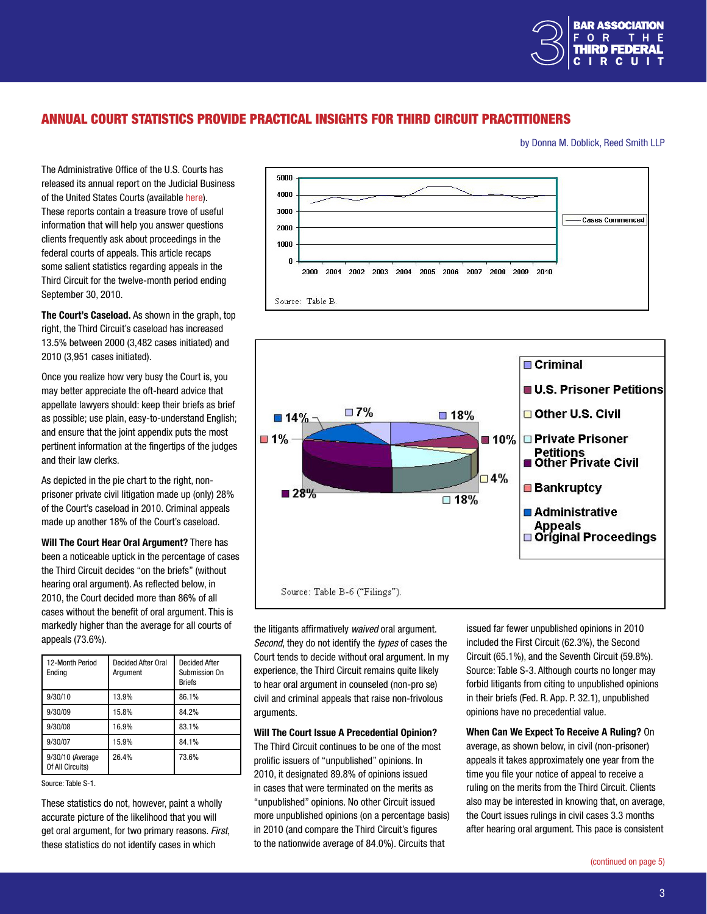## ANNUAL COURT STATISTICS PROVIDE PRACTICAL INSIGHTS FOR THIRD CIRCUIT PRACTITIONERS

by Donna M. Doblick, Reed Smith LLP

The Administrative Office of the U.S. Courts has released its annual report on the Judicial Business of the United States Courts (available here). These reports contain a treasure trove of useful information that will help you answer questions clients frequently ask about proceedings in the federal courts of appeals. This article recaps some salient statistics regarding appeals in the Third Circuit for the twelve-month period ending September 30, 2010.

**The Court's Caseload.** As shown in the graph, top right, the Third Circuit's caseload has increased 13.5% between 2000 (3,482 cases initiated) and 2010 (3,951 cases initiated).

Once you realize how very busy the Court is, you may better appreciate the oft-heard advice that appellate lawyers should: keep their briefs as brief as possible; use plain, easy-to-understand English; and ensure that the joint appendix puts the most pertinent information at the fingertips of the judges and their law clerks.

As depicted in the pie chart to the right, non-prisoner private civil litigation made up (only) 28% of the Court's caseload in 2010. Criminal appeals made up another 18% of the Court's caseload.

**Will The Court Hear Oral Argument?** There has been a noticeable uptick in the percentage of cases the Third Circuit decides "on the briefs" (without hearing oral argument). As reflected below, in 2010, the Court decided more than 86% of all cases without the benefit of oral argument. This is markedly higher than the average for all courts of appeals (73.6%).

| 12-Month Period Ending | Decided After Oral Argument | Decided After Submission On Briefs |
|---|---|---|
| 9/30/10 | 13.9% | 86.1% |
| 9/30/09 | 15.8% | 84.2% |
| 9/30/08 | 16.9% | 83.1% |
| 9/30/07 | 15.9% | 84.1% |
| 9/30/10 (Average Of All Circuits) | 26.4% | 73.6% |

Source: Table S-1.

These statistics do not, however, paint a wholly accurate picture of the likelihood that you will get oral argument, for two primary reasons. *First*, these statistics do not identify cases in which the litigants affirmatively *waived* oral argument. *Second*, they do not identify the *types* of cases the Court tends to decide without oral argument. In my experience, the Third Circuit remains quite likely to hear oral argument in counseled (non-pro se) civil and criminal appeals that raise non-frivolous arguments.

**Will The Court Issue A Precedential Opinion?** The Third Circuit continues to be one of the most prolific issuers of "unpublished" opinions. In 2010, it designated 89.8% of opinions issued in cases that were terminated on the merits as "unpublished" opinions. No other Circuit issued more unpublished opinions (on a percentage basis) in 2010 (and compare the Third Circuit's figures to the nationwide average of 84.0%). Circuits that issued far fewer unpublished opinions in 2010 included the First Circuit (62.3%), the Second Circuit (65.1%), and the Seventh Circuit (59.8%). Source: Table S-3. Although courts no longer may forbid litigants from citing to unpublished opinions in their briefs (Fed. R. App. P. 32.1), unpublished opinions have no precedential value.

**When Can We Expect To Receive A Ruling?** On average, as shown below, in civil (non-prisoner) appeals it takes approximately one year from the time you file your notice of appeal to receive a ruling on the merits from the Third Circuit. Clients also may be interested in knowing that, on average, the Court issues rulings in civil cases 3.3 months after hearing oral argument. This pace is consistent

(continued on page 5)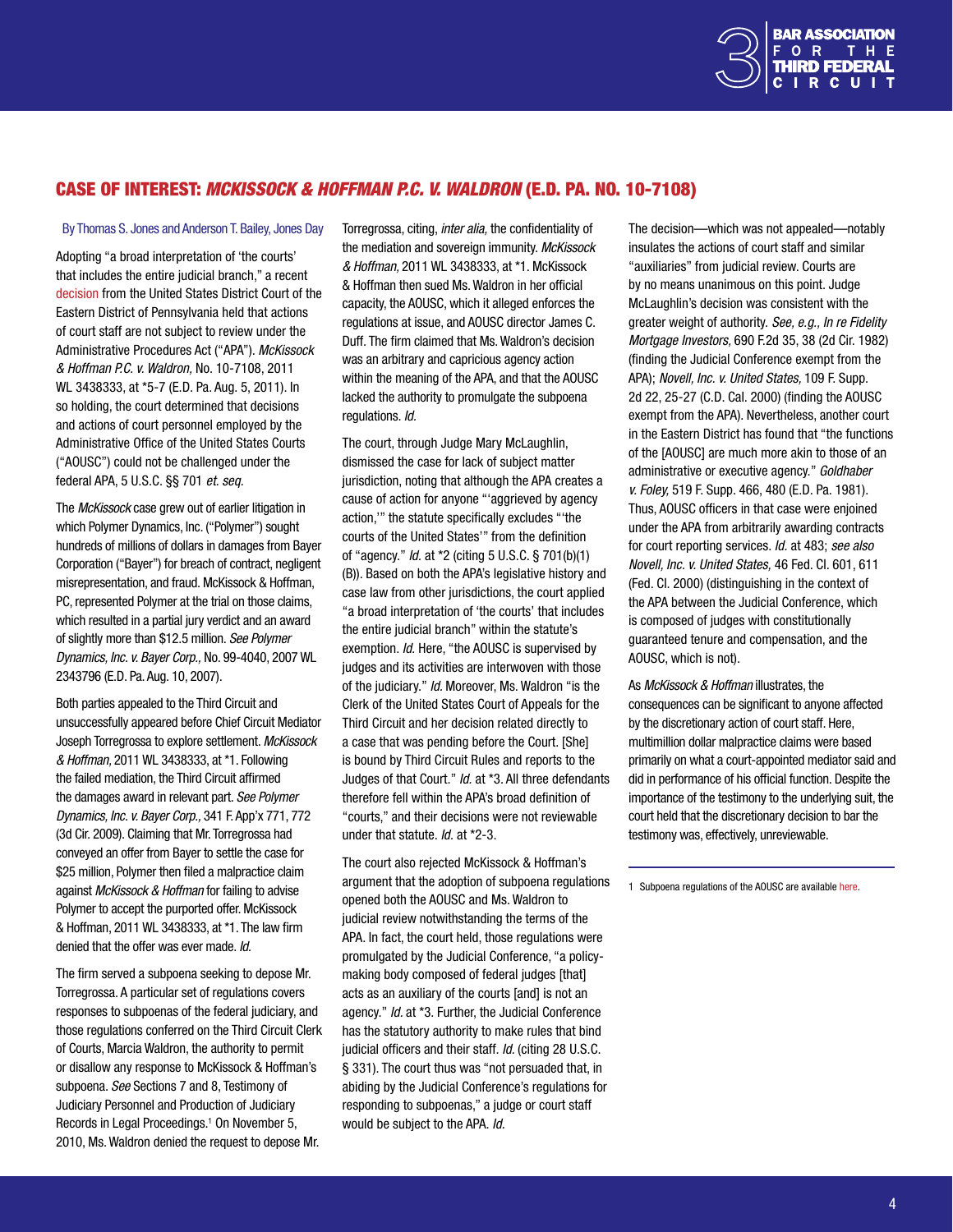## CASE OF INTEREST: *MCKISSOCK & HOFFMAN P.C. V. WALDRON* (E.D. PA. NO. 10-7108)

By Thomas S. Jones and Anderson T. Bailey, Jones Day

Adopting "a broad interpretation of 'the courts' that includes the entire judicial branch," a recent decision from the United States District Court of the Eastern District of Pennsylvania held that actions of court staff are not subject to review under the Administrative Procedures Act ("APA"). *McKissock & Hoffman P.C. v. Waldron,* No. 10-7108, 2011 WL 3438333, at *5-7 (E.D. Pa. Aug. 5, 2011). In so holding, the court determined that decisions and actions of court personnel employed by the Administrative Office of the United States Courts ("AOUSC") could not be challenged under the federal APA, 5 U.S.C. §§ 701 *et. seq.*

The *McKissock* case grew out of earlier litigation in which Polymer Dynamics, Inc. ("Polymer") sought hundreds of millions of dollars in damages from Bayer Corporation ("Bayer") for breach of contract, negligent misrepresentation, and fraud. McKissock & Hoffman, PC, represented Polymer at the trial on those claims, which resulted in a partial jury verdict and an award of slightly more than $12.5 million. *See Polymer Dynamics, Inc. v. Bayer Corp.,* No. 99-4040, 2007 WL 2343796 (E.D. Pa. Aug. 10, 2007).

Both parties appealed to the Third Circuit and unsuccessfully appeared before Chief Circuit Mediator Joseph Torregrossa to explore settlement. *McKissock & Hoffman,* 2011 WL 3438333, at *1. Following the failed mediation, the Third Circuit affirmed the damages award in relevant part. *See Polymer Dynamics, Inc. v. Bayer Corp.,* 341 F. App'x 771, 772 (3d Cir. 2009). Claiming that Mr. Torregrossa had conveyed an offer from Bayer to settle the case for $25 million, Polymer then filed a malpractice claim against *McKissock & Hoffman* for failing to advise Polymer to accept the purported offer. McKissock & Hoffman, 2011 WL 3438333, at *1. The law firm denied that the offer was ever made. *Id.*

The firm served a subpoena seeking to depose Mr. Torregrossa. A particular set of regulations covers responses to subpoenas of the federal judiciary, and those regulations conferred on the Third Circuit Clerk of Courts, Marcia Waldron, the authority to permit or disallow any response to McKissock & Hoffman's subpoena. *See* Sections 7 and 8, Testimony of Judiciary Personnel and Production of Judiciary Records in Legal Proceedings.[1] On November 5, 2010, Ms. Waldron denied the request to depose Mr. Torregrossa, citing, *inter alia,* the confidentiality of the mediation and sovereign immunity. *McKissock & Hoffman,* 2011 WL 3438333, at *1. McKissock & Hoffman then sued Ms. Waldron in her official capacity, the AOUSC, which it alleged enforces the regulations at issue, and AOUSC director James C. Duff. The firm claimed that Ms. Waldron's decision was an arbitrary and capricious agency action within the meaning of the APA, and that the AOUSC lacked the authority to promulgate the subpoena regulations. *Id.*

The court, through Judge Mary McLaughlin, dismissed the case for lack of subject matter jurisdiction, noting that although the APA creates a cause of action for anyone "'aggrieved by agency action,'" the statute specifically excludes "'the courts of the United States'" from the definition of "agency." *Id.* at *2 (citing 5 U.S.C. § 701(b)(1)(B)). Based on both the APA's legislative history and case law from other jurisdictions, the court applied "a broad interpretation of 'the courts' that includes the entire judicial branch" within the statute's exemption. *Id.* Here, "the AOUSC is supervised by judges and its activities are interwoven with those of the judiciary." *Id.* Moreover, Ms. Waldron "is the Clerk of the United States Court of Appeals for the Third Circuit and her decision related directly to a case that was pending before the Court. [She] is bound by Third Circuit Rules and reports to the Judges of that Court." *Id.* at *3. All three defendants therefore fell within the APA's broad definition of "courts," and their decisions were not reviewable under that statute. *Id.* at *2-3.

The court also rejected McKissock & Hoffman's argument that the adoption of subpoena regulations opened both the AOUSC and Ms. Waldron to judicial review notwithstanding the terms of the APA. In fact, the court held, those regulations were promulgated by the Judicial Conference, "a policy-making body composed of federal judges [that] acts as an auxiliary of the courts [and] is not an agency." *Id.* at *3. Further, the Judicial Conference has the statutory authority to make rules that bind judicial officers and their staff. *Id.* (citing 28 U.S.C. § 331). The court thus was "not persuaded that, in abiding by the Judicial Conference's regulations for responding to subpoenas," a judge or court staff would be subject to the APA. *Id.*

The decision—which was not appealed—notably insulates the actions of court staff and similar "auxiliaries" from judicial review. Courts are by no means unanimous on this point. Judge McLaughlin's decision was consistent with the greater weight of authority. *See, e.g., In re Fidelity Mortgage Investors,* 690 F.2d 35, 38 (2d Cir. 1982) (finding the Judicial Conference exempt from the APA); *Novell, Inc. v. United States,* 109 F. Supp. 2d 22, 25-27 (C.D. Cal. 2000) (finding the AOUSC exempt from the APA). Nevertheless, another court in the Eastern District has found that "the functions of the [AOUSC] are much more akin to those of an administrative or executive agency." *Goldhaber v. Foley,* 519 F. Supp. 466, 480 (E.D. Pa. 1981). Thus, AOUSC officers in that case were enjoined under the APA from arbitrarily awarding contracts for court reporting services. *Id.* at 483; *see also Novell, Inc. v. United States,* 46 Fed. Cl. 601, 611 (Fed. Cl. 2000) (distinguishing in the context of the APA between the Judicial Conference, which is composed of judges with constitutionally guaranteed tenure and compensation, and the AOUSC, which is not).

As *McKissock & Hoffman* illustrates, the consequences can be significant to anyone affected by the discretionary action of court staff. Here, multimillion dollar malpractice claims were based primarily on what a court-appointed mediator said and did in performance of his official function. Despite the importance of the testimony to the underlying suit, the court held that the discretionary decision to bar the testimony was, effectively, unreviewable.

---

1 Subpoena regulations of the AOUSC are available here.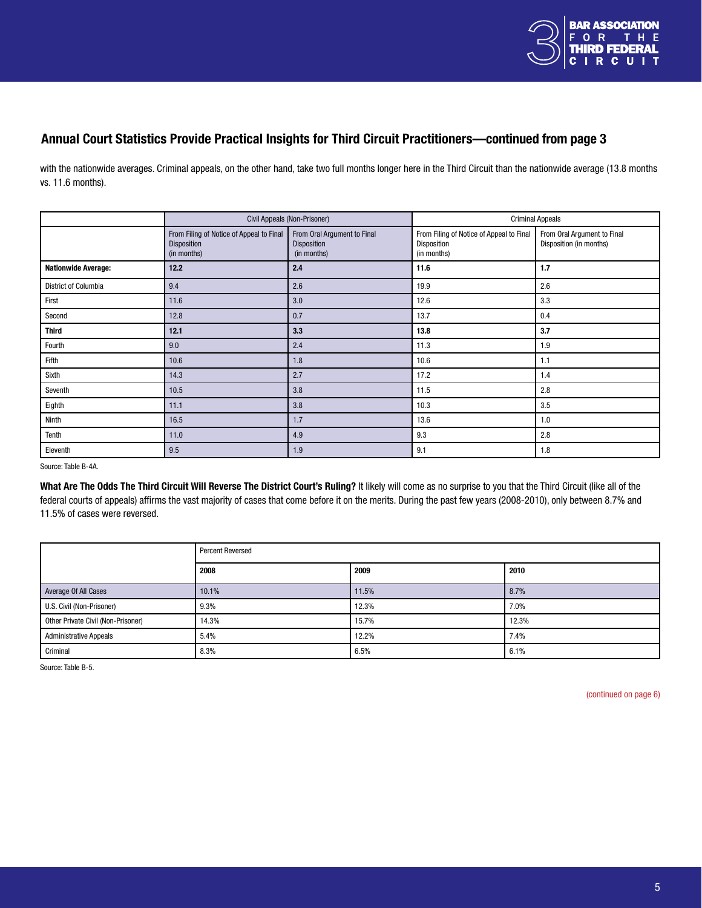## Annual Court Statistics Provide Practical Insights for Third Circuit Practitioners—continued from page 3

with the nationwide averages. Criminal appeals, on the other hand, take two full months longer here in the Third Circuit than the nationwide average (13.8 months vs. 11.6 months).

| | Civil Appeals (Non-Prisoner) | | Criminal Appeals | |
|---|---|---|---|---|
| | From Filing of Notice of Appeal to Final Disposition (in months) | From Oral Argument to Final Disposition (in months) | From Filing of Notice of Appeal to Final Disposition (in months) | From Oral Argument to Final Disposition (in months) |
| **Nationwide Average:** | **12.2** | **2.4** | **11.6** | **1.7** |
| District of Columbia | 9.4 | 2.6 | 19.9 | 2.6 |
| First | 11.6 | 3.0 | 12.6 | 3.3 |
| Second | 12.8 | 0.7 | 13.7 | 0.4 |
| **Third** | **12.1** | **3.3** | **13.8** | **3.7** |
| Fourth | 9.0 | 2.4 | 11.3 | 1.9 |
| Fifth | 10.6 | 1.8 | 10.6 | 1.1 |
| Sixth | 14.3 | 2.7 | 17.2 | 1.4 |
| Seventh | 10.5 | 3.8 | 11.5 | 2.8 |
| Eighth | 11.1 | 3.8 | 10.3 | 3.5 |
| Ninth | 16.5 | 1.7 | 13.6 | 1.0 |
| Tenth | 11.0 | 4.9 | 9.3 | 2.8 |
| Eleventh | 9.5 | 1.9 | 9.1 | 1.8 |

Source: Table B-4A.

**What Are The Odds The Third Circuit Will Reverse The District Court's Ruling?** It likely will come as no surprise to you that the Third Circuit (like all of the federal courts of appeals) affirms the vast majority of cases that come before it on the merits. During the past few years (2008-2010), only between 8.7% and 11.5% of cases were reversed.

| | Percent Reversed | | |
|---|---|---|---|
| | **2008** | **2009** | **2010** |
| Average Of All Cases | 10.1% | 11.5% | 8.7% |
| U.S. Civil (Non-Prisoner) | 9.3% | 12.3% | 7.0% |
| Other Private Civil (Non-Prisoner) | 14.3% | 15.7% | 12.3% |
| Administrative Appeals | 5.4% | 12.2% | 7.4% |
| Criminal | 8.3% | 6.5% | 6.1% |

Source: Table B-5.

(continued on page 6)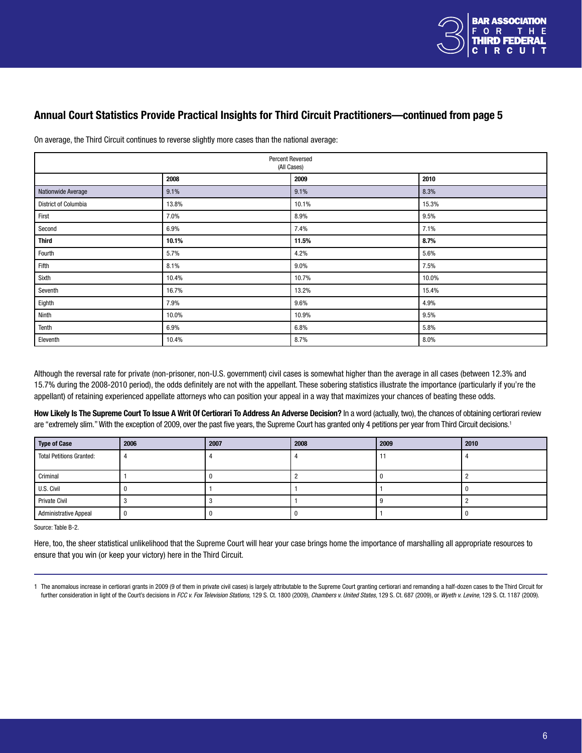## Annual Court Statistics Provide Practical Insights for Third Circuit Practitioners—continued from page 5

On average, the Third Circuit continues to reverse slightly more cases than the national average:

| Percent Reversed (All Cases) | | | |
|---|---|---|---|
| | **2008** | **2009** | **2010** |
| Nationwide Average | 9.1% | 9.1% | 8.3% |
| District of Columbia | 13.8% | 10.1% | 15.3% |
| First | 7.0% | 8.9% | 9.5% |
| Second | 6.9% | 7.4% | 7.1% |
| **Third** | **10.1%** | **11.5%** | **8.7%** |
| Fourth | 5.7% | 4.2% | 5.6% |
| Fifth | 8.1% | 9.0% | 7.5% |
| Sixth | 10.4% | 10.7% | 10.0% |
| Seventh | 16.7% | 13.2% | 15.4% |
| Eighth | 7.9% | 9.6% | 4.9% |
| Ninth | 10.0% | 10.9% | 9.5% |
| Tenth | 6.9% | 6.8% | 5.8% |
| Eleventh | 10.4% | 8.7% | 8.0% |

Although the reversal rate for private (non-prisoner, non-U.S. government) civil cases is somewhat higher than the average in all cases (between 12.3% and 15.7% during the 2008-2010 period), the odds definitely are not with the appellant. These sobering statistics illustrate the importance (particularly if you're the appellant) of retaining experienced appellate attorneys who can position your appeal in a way that maximizes your chances of beating these odds.

**How Likely Is The Supreme Court To Issue A Writ Of Certiorari To Address An Adverse Decision?** In a word (actually, two), the chances of obtaining certiorari review are "extremely slim." With the exception of 2009, over the past five years, the Supreme Court has granted only 4 petitions per year from Third Circuit decisions.[1]

| Type of Case | 2006 | 2007 | 2008 | 2009 | 2010 |
|---|---|---|---|---|---|
| Total Petitions Granted: | 4 | 4 | 4 | 11 | 4 |
| Criminal | 1 | 0 | 2 | 0 | 2 |
| U.S. Civil | 0 | 1 | 1 | 1 | 0 |
| Private Civil | 3 | 3 | 1 | 9 | 2 |
| Administrative Appeal | 0 | 0 | 0 | 1 | 0 |

Source: Table B-2.

Here, too, the sheer statistical unlikelihood that the Supreme Court will hear your case brings home the importance of marshalling all appropriate resources to ensure that you win (or keep your victory) here in the Third Circuit.

---

1 The anomalous increase in certiorari grants in 2009 (9 of them in private civil cases) is largely attributable to the Supreme Court granting certiorari and remanding a half-dozen cases to the Third Circuit for further consideration in light of the Court's decisions in *FCC v. Fox Television Stations*, 129 S. Ct. 1800 (2009), *Chambers v. United States*, 129 S. Ct. 687 (2009), or *Wyeth v. Levine*, 129 S. Ct. 1187 (2009).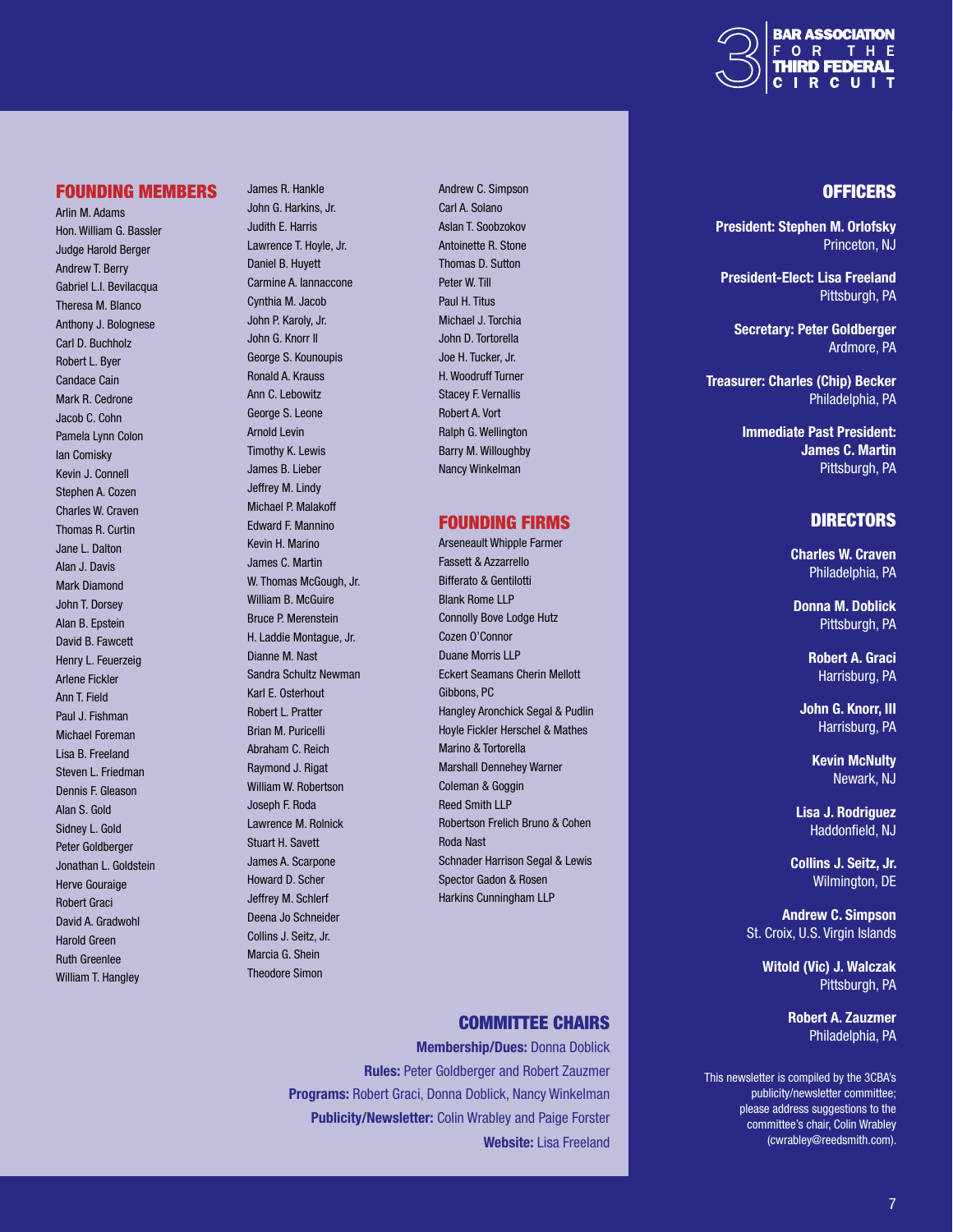# BAR ASSOCIATION FOR THE THIRD FEDERAL CIRCUIT

## FOUNDING MEMBERS

Arlin M. Adams
Hon. William G. Bassler
Judge Harold Berger
Andrew T. Berry
Gabriel L.I. Bevilacqua
Theresa M. Blanco
Anthony J. Bolognese
Carl D. Buchholz
Robert L. Byer
Candace Cain
Mark R. Cedrone
Jacob C. Cohn
Pamela Lynn Colon
Ian Comisky
Kevin J. Connell
Stephen A. Cozen
Charles W. Craven
Thomas R. Curtin
Jane L. Dalton
Alan J. Davis
Mark Diamond
John T. Dorsey
Alan B. Epstein
David B. Fawcett
Henry L. Feuerzeig
Arlene Fickler
Ann T. Field
Paul J. Fishman
Michael Foreman
Lisa B. Freeland
Steven L. Friedman
Dennis F. Gleason
Alan S. Gold
Sidney L. Gold
Peter Goldberger
Jonathan L. Goldstein
Herve Gouraige
Robert Graci
David A. Gradwohl
Harold Green
Ruth Greenlee
William T. Hangley
James R. Hankle
John G. Harkins, Jr.
Judith E. Harris
Lawrence T. Hoyle, Jr.
Daniel B. Huyett
Carmine A. Iannaccone
Cynthia M. Jacob
John P. Karoly, Jr.
John G. Knorr II
George S. Kounoupis
Ronald A. Krauss
Ann C. Lebowitz
George S. Leone
Arnold Levin
Timothy K. Lewis
James B. Lieber
Jeffrey M. Lindy
Michael P. Malakoff
Edward F. Mannino
Kevin H. Marino
James C. Martin
W. Thomas McGough, Jr.
William B. McGuire
Bruce P. Merenstein
H. Laddie Montague, Jr.
Dianne M. Nast
Sandra Schultz Newman
Karl E. Osterhout
Robert L. Pratter
Brian M. Puricelli
Abraham C. Reich
Raymond J. Rigat
William W. Robertson
Joseph F. Roda
Lawrence M. Rolnick
Stuart H. Savett
James A. Scarpone
Howard D. Scher
Jeffrey M. Schlerf
Deena Jo Schneider
Collins J. Seitz, Jr.
Marcia G. Shein
Theodore Simon
Andrew C. Simpson
Carl A. Solano
Aslan T. Soobzokov
Antoinette R. Stone
Thomas D. Sutton
Peter W. Till
Paul H. Titus
Michael J. Torchia
John D. Tortorella
Joe H. Tucker, Jr.
H. Woodruff Turner
Stacey F. Vernallis
Robert A. Vort
Ralph G. Wellington
Barry M. Willoughby
Nancy Winkelman

## FOUNDING FIRMS

Arseneault Whipple Farmer
Fassett & Azzarello
Bifferato & Gentilotti
Blank Rome LLP
Connolly Bove Lodge Hutz
Cozen O'Connor
Duane Morris LLP
Eckert Seamans Cherin Mellott
Gibbons, PC
Hangley Aronchick Segal & Pudlin
Hoyle Fickler Herschel & Mathes
Marino & Tortorella
Marshall Dennehey Warner
Coleman & Goggin
Reed Smith LLP
Robertson Frelich Bruno & Cohen
Roda Nast
Schnader Harrison Segal & Lewis
Spector Gadon & Rosen
Harkins Cunningham LLP

## COMMITTEE CHAIRS

**Membership/Dues:** Donna Doblick
**Rules:** Peter Goldberger and Robert Zauzmer
**Programs:** Robert Graci, Donna Doblick, Nancy Winkelman
**Publicity/Newsletter:** Colin Wrabley and Paige Forster
**Website:** Lisa Freeland

## OFFICERS

**President: Stephen M. Orlofsky**
Princeton, NJ

**President-Elect: Lisa Freeland**
Pittsburgh, PA

**Secretary: Peter Goldberger**
Ardmore, PA

**Treasurer: Charles (Chip) Becker**
Philadelphia, PA

**Immediate Past President: James C. Martin**
Pittsburgh, PA

## DIRECTORS

**Charles W. Craven**
Philadelphia, PA

**Donna M. Doblick**
Pittsburgh, PA

**Robert A. Graci**
Harrisburg, PA

**John G. Knorr, III**
Harrisburg, PA

**Kevin McNulty**
Newark, NJ

**Lisa J. Rodriguez**
Haddonfield, NJ

**Collins J. Seitz, Jr.**
Wilmington, DE

**Andrew C. Simpson**
St. Croix, U.S. Virgin Islands

**Witold (Vic) J. Walczak**
Pittsburgh, PA

**Robert A. Zauzmer**
Philadelphia, PA

This newsletter is compiled by the 3CBA's publicity/newsletter committee; please address suggestions to the committee's chair, Colin Wrabley (cwrabley@reedsmith.com).